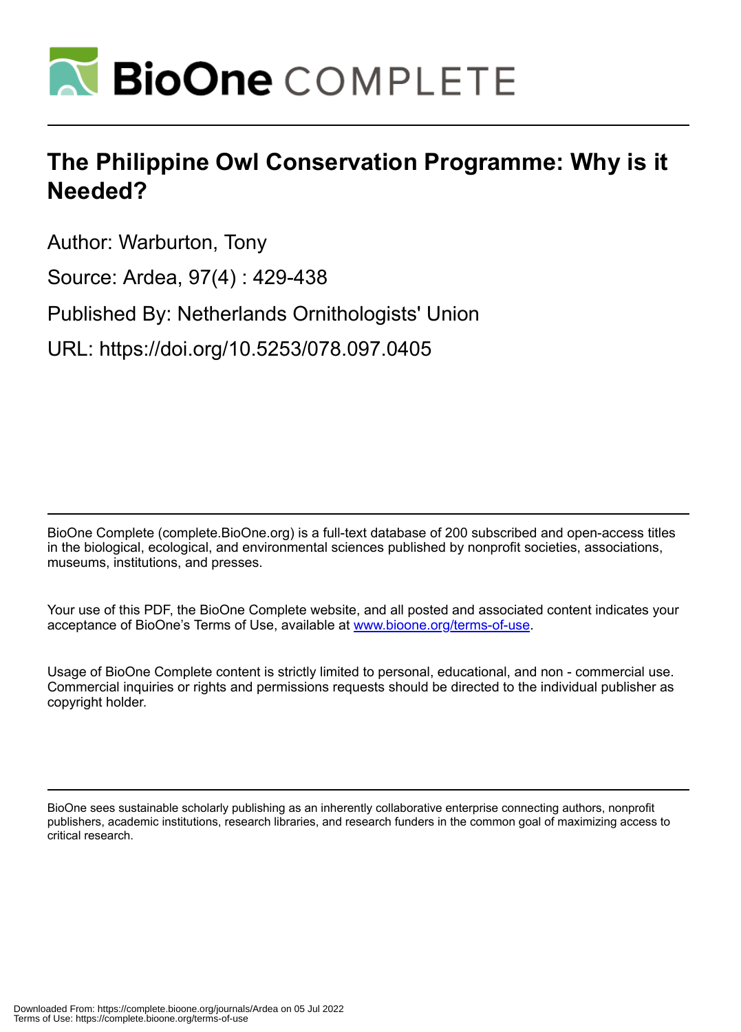# BioOne COMPLETE

# The Philippine Owl Conservation Programme: Why is it Needed?

Author: Warburton, Tony

Source: Ardea, 97(4) : 429-438

Published By: Netherlands Ornithologists' Union

URL: https://doi.org/10.5253/078.097.0405

BioOne Complete (complete.BioOne.org) is a full-text database of 200 subscribed and open-access titles in the biological, ecological, and environmental sciences published by nonprofit societies, associations, museums, institutions, and presses.

Your use of this PDF, the BioOne Complete website, and all posted and associated content indicates your acceptance of BioOne's Terms of Use, available at www.bioone.org/terms-of-use.

Usage of BioOne Complete content is strictly limited to personal, educational, and non - commercial use. Commercial inquiries or rights and permissions requests should be directed to the individual publisher as copyright holder.

BioOne sees sustainable scholarly publishing as an inherently collaborative enterprise connecting authors, nonprofit publishers, academic institutions, research libraries, and research funders in the common goal of maximizing access to critical research.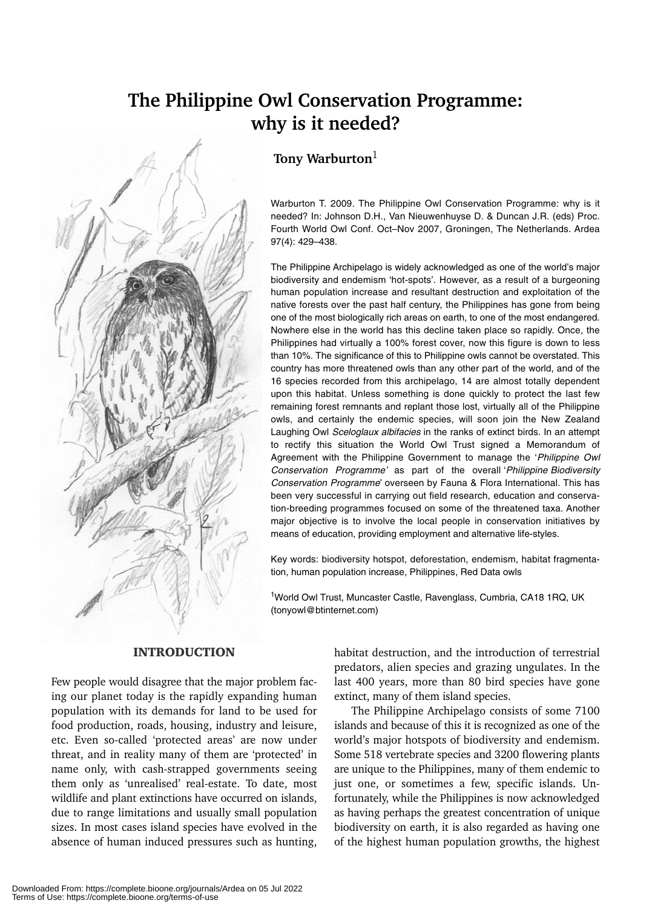# The Philippine Owl Conservation Programme: why is it needed?

**Tony Warburton**[1]

Warburton T. 2009. The Philippine Owl Conservation Programme: why is it needed? In: Johnson D.H., Van Nieuwenhuyse D. & Duncan J.R. (eds) Proc. Fourth World Owl Conf. Oct–Nov 2007, Groningen, The Netherlands. Ardea 97(4): 429–438.

The Philippine Archipelago is widely acknowledged as one of the world's major biodiversity and endemism 'hot-spots'. However, as a result of a burgeoning human population increase and resultant destruction and exploitation of the native forests over the past half century, the Philippines has gone from being one of the most biologically rich areas on earth, to one of the most endangered. Nowhere else in the world has this decline taken place so rapidly. Once, the Philippines had virtually a 100% forest cover, now this figure is down to less than 10%. The significance of this to Philippine owls cannot be overstated. This country has more threatened owls than any other part of the world, and of the 16 species recorded from this archipelago, 14 are almost totally dependent upon this habitat. Unless something is done quickly to protect the last few remaining forest remnants and replant those lost, virtually all of the Philippine owls, and certainly the endemic species, will soon join the New Zealand Laughing Owl *Sceloglaux albifacies* in the ranks of extinct birds. In an attempt to rectify this situation the World Owl Trust signed a Memorandum of Agreement with the Philippine Government to manage the '*Philippine Owl Conservation Programme'* as part of the overall '*Philippine Biodiversity Conservation Programme*' overseen by Fauna & Flora International. This has been very successful in carrying out field research, education and conservation-breeding programmes focused on some of the threatened taxa. Another major objective is to involve the local people in conservation initiatives by means of education, providing employment and alternative life-styles.

Key words: biodiversity hotspot, deforestation, endemism, habitat fragmentation, human population increase, Philippines, Red Data owls

[1]World Owl Trust, Muncaster Castle, Ravenglass, Cumbria, CA18 1RQ, UK (tonyowl@btinternet.com)

## INTRODUCTION

Few people would disagree that the major problem facing our planet today is the rapidly expanding human population with its demands for land to be used for food production, roads, housing, industry and leisure, etc. Even so-called 'protected areas' are now under threat, and in reality many of them are 'protected' in name only, with cash-strapped governments seeing them only as 'unrealised' real-estate. To date, most wildlife and plant extinctions have occurred on islands, due to range limitations and usually small population sizes. In most cases island species have evolved in the absence of human induced pressures such as hunting, habitat destruction, and the introduction of terrestrial predators, alien species and grazing ungulates. In the last 400 years, more than 80 bird species have gone extinct, many of them island species.

The Philippine Archipelago consists of some 7100 islands and because of this it is recognized as one of the world's major hotspots of biodiversity and endemism. Some 518 vertebrate species and 3200 flowering plants are unique to the Philippines, many of them endemic to just one, or sometimes a few, specific islands. Unfortunately, while the Philippines is now acknowledged as having perhaps the greatest concentration of unique biodiversity on earth, it is also regarded as having one of the highest human population growths, the highest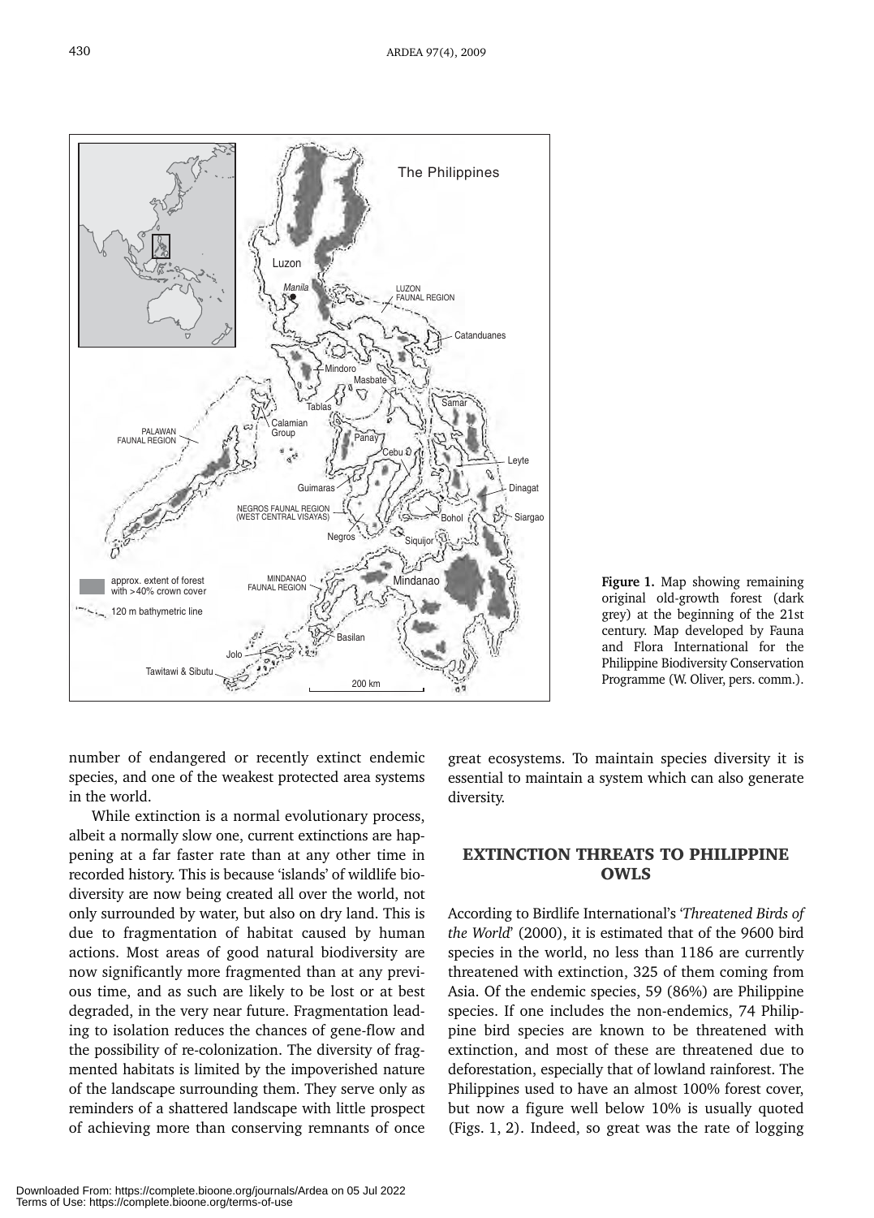**Figure 1.** Map showing remaining original old-growth forest (dark grey) at the beginning of the 21st century. Map developed by Fauna and Flora International for the Philippine Biodiversity Conservation Programme (W. Oliver, pers. comm.).

number of endangered or recently extinct endemic species, and one of the weakest protected area systems in the world.

While extinction is a normal evolutionary process, albeit a normally slow one, current extinctions are happening at a far faster rate than at any other time in recorded history. This is because 'islands' of wildlife biodiversity are now being created all over the world, not only surrounded by water, but also on dry land. This is due to fragmentation of habitat caused by human actions. Most areas of good natural biodiversity are now significantly more fragmented than at any previous time, and as such are likely to be lost or at best degraded, in the very near future. Fragmentation leading to isolation reduces the chances of gene-flow and the possibility of re-colonization. The diversity of fragmented habitats is limited by the impoverished nature of the landscape surrounding them. They serve only as reminders of a shattered landscape with little prospect of achieving more than conserving remnants of once great ecosystems. To maintain species diversity it is essential to maintain a system which can also generate diversity.

## EXTINCTION THREATS TO PHILIPPINE OWLS

According to Birdlife International's '*Threatened Birds of the World*' (2000), it is estimated that of the 9600 bird species in the world, no less than 1186 are currently threatened with extinction, 325 of them coming from Asia. Of the endemic species, 59 (86%) are Philippine species. If one includes the non-endemics, 74 Philippine bird species are known to be threatened with extinction, and most of these are threatened due to deforestation, especially that of lowland rainforest. The Philippines used to have an almost 100% forest cover, but now a figure well below 10% is usually quoted (Figs. 1, 2). Indeed, so great was the rate of logging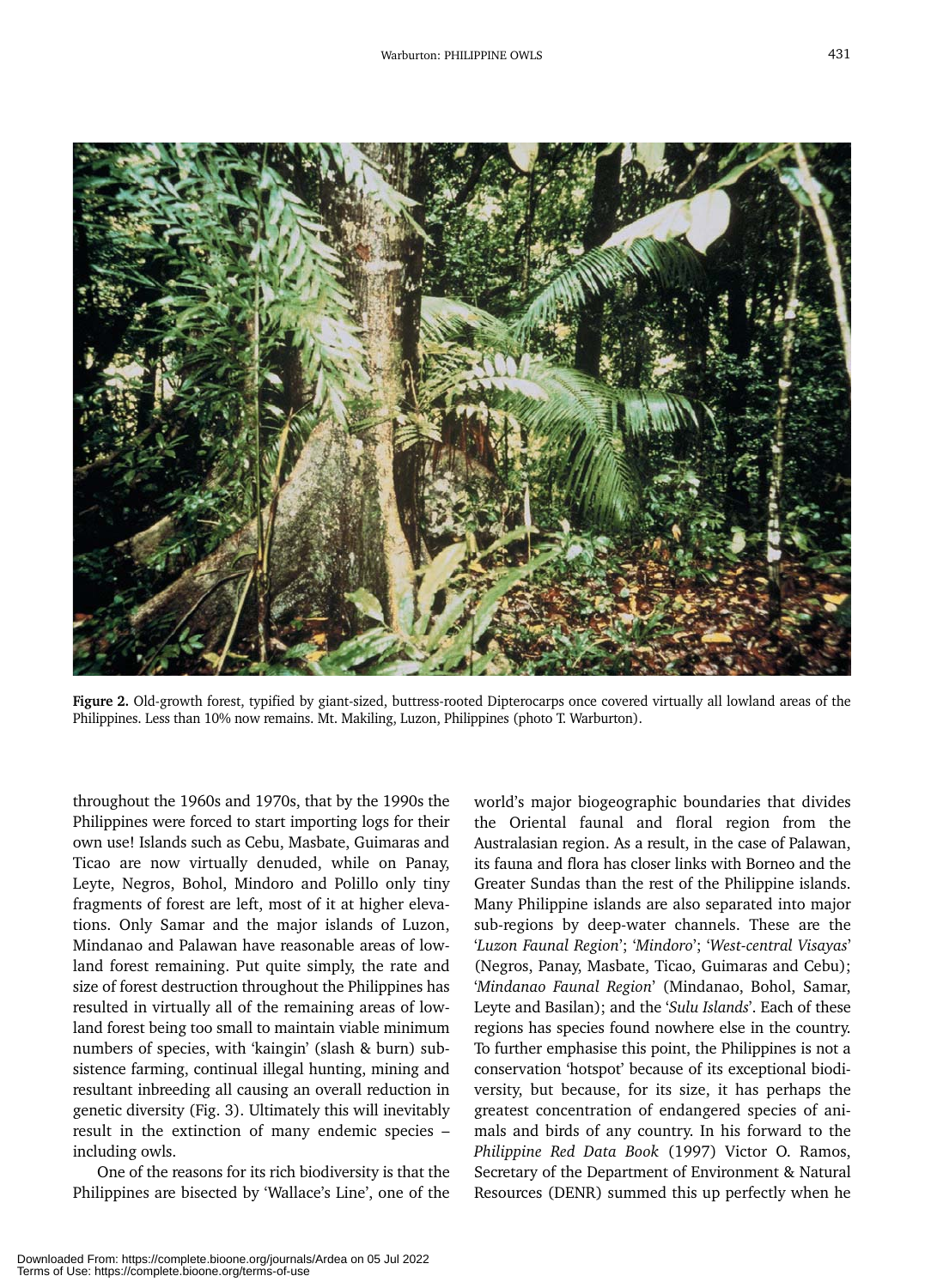**Figure 2.** Old-growth forest, typified by giant-sized, buttress-rooted Dipterocarps once covered virtually all lowland areas of the Philippines. Less than 10% now remains. Mt. Makiling, Luzon, Philippines (photo T. Warburton).

throughout the 1960s and 1970s, that by the 1990s the Philippines were forced to start importing logs for their own use! Islands such as Cebu, Masbate, Guimaras and Ticao are now virtually denuded, while on Panay, Leyte, Negros, Bohol, Mindoro and Polillo only tiny fragments of forest are left, most of it at higher elevations. Only Samar and the major islands of Luzon, Mindanao and Palawan have reasonable areas of lowland forest remaining. Put quite simply, the rate and size of forest destruction throughout the Philippines has resulted in virtually all of the remaining areas of lowland forest being too small to maintain viable minimum numbers of species, with 'kaingin' (slash & burn) subsistence farming, continual illegal hunting, mining and resultant inbreeding all causing an overall reduction in genetic diversity (Fig. 3). Ultimately this will inevitably result in the extinction of many endemic species – including owls.

One of the reasons for its rich biodiversity is that the Philippines are bisected by 'Wallace's Line', one of the world's major biogeographic boundaries that divides the Oriental faunal and floral region from the Australasian region. As a result, in the case of Palawan, its fauna and flora has closer links with Borneo and the Greater Sundas than the rest of the Philippine islands. Many Philippine islands are also separated into major sub-regions by deep-water channels. These are the '*Luzon Faunal Region*'; '*Mindoro*'; '*West-central Visayas*' (Negros, Panay, Masbate, Ticao, Guimaras and Cebu); '*Mindanao Faunal Region*' (Mindanao, Bohol, Samar, Leyte and Basilan); and the '*Sulu Islands*'. Each of these regions has species found nowhere else in the country. To further emphasise this point, the Philippines is not a conservation 'hotspot' because of its exceptional biodiversity, but because, for its size, it has perhaps the greatest concentration of endangered species of animals and birds of any country. In his forward to the *Philippine Red Data Book* (1997) Victor O. Ramos, Secretary of the Department of Environment & Natural Resources (DENR) summed this up perfectly when he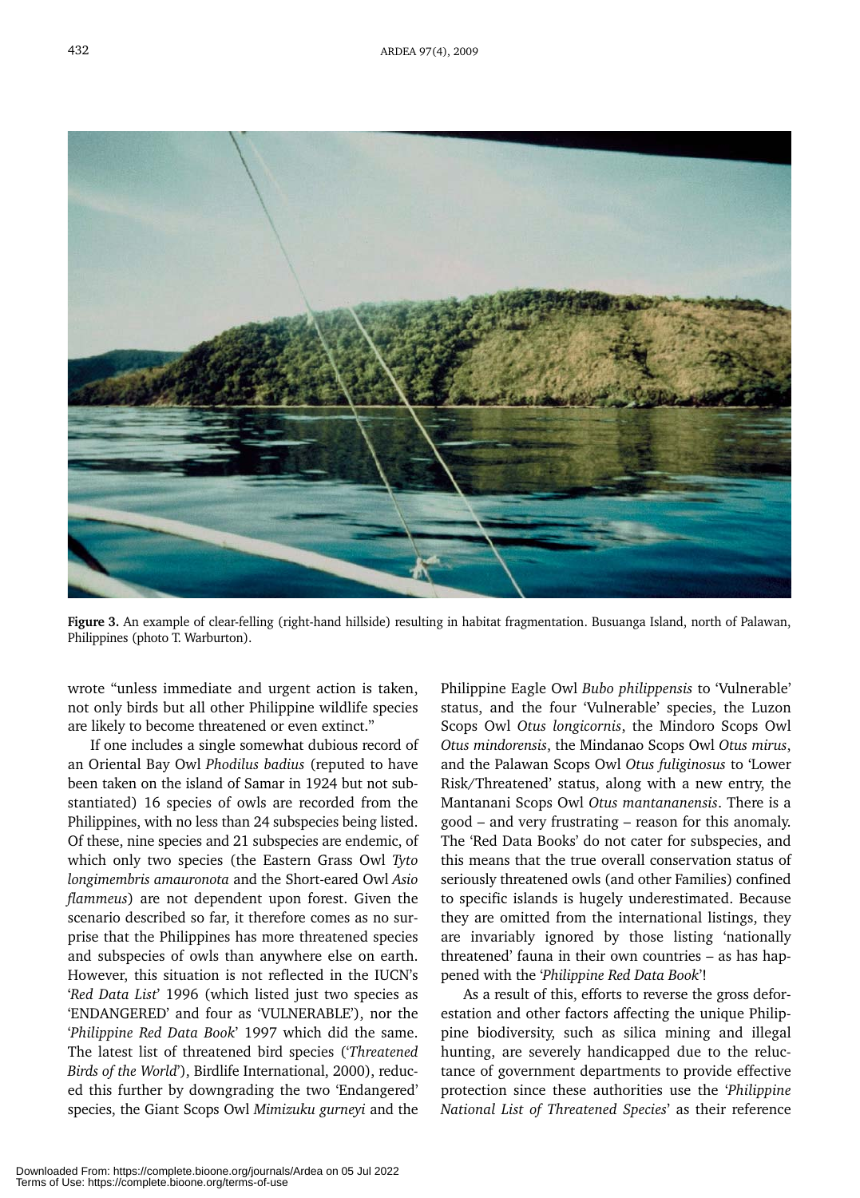**Figure 3.** An example of clear-felling (right-hand hillside) resulting in habitat fragmentation. Busuanga Island, north of Palawan, Philippines (photo T. Warburton).

wrote "unless immediate and urgent action is taken, not only birds but all other Philippine wildlife species are likely to become threatened or even extinct."

If one includes a single somewhat dubious record of an Oriental Bay Owl *Phodilus badius* (reputed to have been taken on the island of Samar in 1924 but not substantiated) 16 species of owls are recorded from the Philippines, with no less than 24 subspecies being listed. Of these, nine species and 21 subspecies are endemic, of which only two species (the Eastern Grass Owl *Tyto longimembris amauronota* and the Short-eared Owl *Asio flammeus*) are not dependent upon forest. Given the scenario described so far, it therefore comes as no surprise that the Philippines has more threatened species and subspecies of owls than anywhere else on earth. However, this situation is not reflected in the IUCN's '*Red Data List*' 1996 (which listed just two species as 'ENDANGERED' and four as 'VULNERABLE'), nor the '*Philippine Red Data Book*' 1997 which did the same. The latest list of threatened bird species ('*Threatened Birds of the World*'), Birdlife International, 2000), reduced this further by downgrading the two 'Endangered' species, the Giant Scops Owl *Mimizuku gurneyi* and the Philippine Eagle Owl *Bubo philippensis* to 'Vulnerable' status, and the four 'Vulnerable' species, the Luzon Scops Owl *Otus longicornis*, the Mindoro Scops Owl *Otus mindorensis*, the Mindanao Scops Owl *Otus mirus*, and the Palawan Scops Owl *Otus fuliginosus* to 'Lower Risk/Threatened' status, along with a new entry, the Mantanani Scops Owl *Otus mantananensis*. There is a good – and very frustrating – reason for this anomaly. The 'Red Data Books' do not cater for subspecies, and this means that the true overall conservation status of seriously threatened owls (and other Families) confined to specific islands is hugely underestimated. Because they are omitted from the international listings, they are invariably ignored by those listing 'nationally threatened' fauna in their own countries – as has happened with the '*Philippine Red Data Book*'!

As a result of this, efforts to reverse the gross deforestation and other factors affecting the unique Philippine biodiversity, such as silica mining and illegal hunting, are severely handicapped due to the reluctance of government departments to provide effective protection since these authorities use the '*Philippine National List of Threatened Species*' as their reference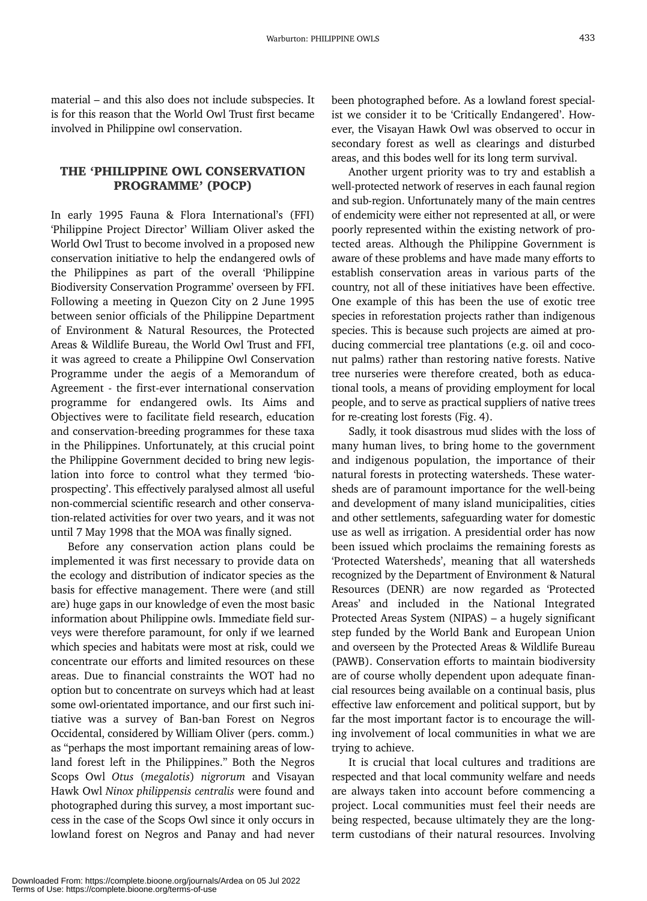material – and this also does not include subspecies. It is for this reason that the World Owl Trust first became involved in Philippine owl conservation.

## THE 'PHILIPPINE OWL CONSERVATION PROGRAMME' (POCP)

In early 1995 Fauna & Flora International's (FFI) 'Philippine Project Director' William Oliver asked the World Owl Trust to become involved in a proposed new conservation initiative to help the endangered owls of the Philippines as part of the overall 'Philippine Biodiversity Conservation Programme' overseen by FFI. Following a meeting in Quezon City on 2 June 1995 between senior officials of the Philippine Department of Environment & Natural Resources, the Protected Areas & Wildlife Bureau, the World Owl Trust and FFI, it was agreed to create a Philippine Owl Conservation Programme under the aegis of a Memorandum of Agreement - the first-ever international conservation programme for endangered owls. Its Aims and Objectives were to facilitate field research, education and conservation-breeding programmes for these taxa in the Philippines. Unfortunately, at this crucial point the Philippine Government decided to bring new legislation into force to control what they termed 'bio-prospecting'. This effectively paralysed almost all useful non-commercial scientific research and other conservation-related activities for over two years, and it was not until 7 May 1998 that the MOA was finally signed.

Before any conservation action plans could be implemented it was first necessary to provide data on the ecology and distribution of indicator species as the basis for effective management. There were (and still are) huge gaps in our knowledge of even the most basic information about Philippine owls. Immediate field surveys were therefore paramount, for only if we learned which species and habitats were most at risk, could we concentrate our efforts and limited resources on these areas. Due to financial constraints the WOT had no option but to concentrate on surveys which had at least some owl-orientated importance, and our first such initiative was a survey of Ban-ban Forest on Negros Occidental, considered by William Oliver (pers. comm.) as "perhaps the most important remaining areas of lowland forest left in the Philippines." Both the Negros Scops Owl *Otus* (*megalotis*) *nigrorum* and Visayan Hawk Owl *Ninox philippensis centralis* were found and photographed during this survey, a most important success in the case of the Scops Owl since it only occurs in lowland forest on Negros and Panay and had never been photographed before. As a lowland forest specialist we consider it to be 'Critically Endangered'. However, the Visayan Hawk Owl was observed to occur in secondary forest as well as clearings and disturbed areas, and this bodes well for its long term survival.

Another urgent priority was to try and establish a well-protected network of reserves in each faunal region and sub-region. Unfortunately many of the main centres of endemicity were either not represented at all, or were poorly represented within the existing network of protected areas. Although the Philippine Government is aware of these problems and have made many efforts to establish conservation areas in various parts of the country, not all of these initiatives have been effective. One example of this has been the use of exotic tree species in reforestation projects rather than indigenous species. This is because such projects are aimed at producing commercial tree plantations (e.g. oil and coconut palms) rather than restoring native forests. Native tree nurseries were therefore created, both as educational tools, a means of providing employment for local people, and to serve as practical suppliers of native trees for re-creating lost forests (Fig. 4).

Sadly, it took disastrous mud slides with the loss of many human lives, to bring home to the government and indigenous population, the importance of their natural forests in protecting watersheds. These watersheds are of paramount importance for the well-being and development of many island municipalities, cities and other settlements, safeguarding water for domestic use as well as irrigation. A presidential order has now been issued which proclaims the remaining forests as 'Protected Watersheds', meaning that all watersheds recognized by the Department of Environment & Natural Resources (DENR) are now regarded as 'Protected Areas' and included in the National Integrated Protected Areas System (NIPAS) – a hugely significant step funded by the World Bank and European Union and overseen by the Protected Areas & Wildlife Bureau (PAWB). Conservation efforts to maintain biodiversity are of course wholly dependent upon adequate financial resources being available on a continual basis, plus effective law enforcement and political support, but by far the most important factor is to encourage the willing involvement of local communities in what we are trying to achieve.

It is crucial that local cultures and traditions are respected and that local community welfare and needs are always taken into account before commencing a project. Local communities must feel their needs are being respected, because ultimately they are the long-term custodians of their natural resources. Involving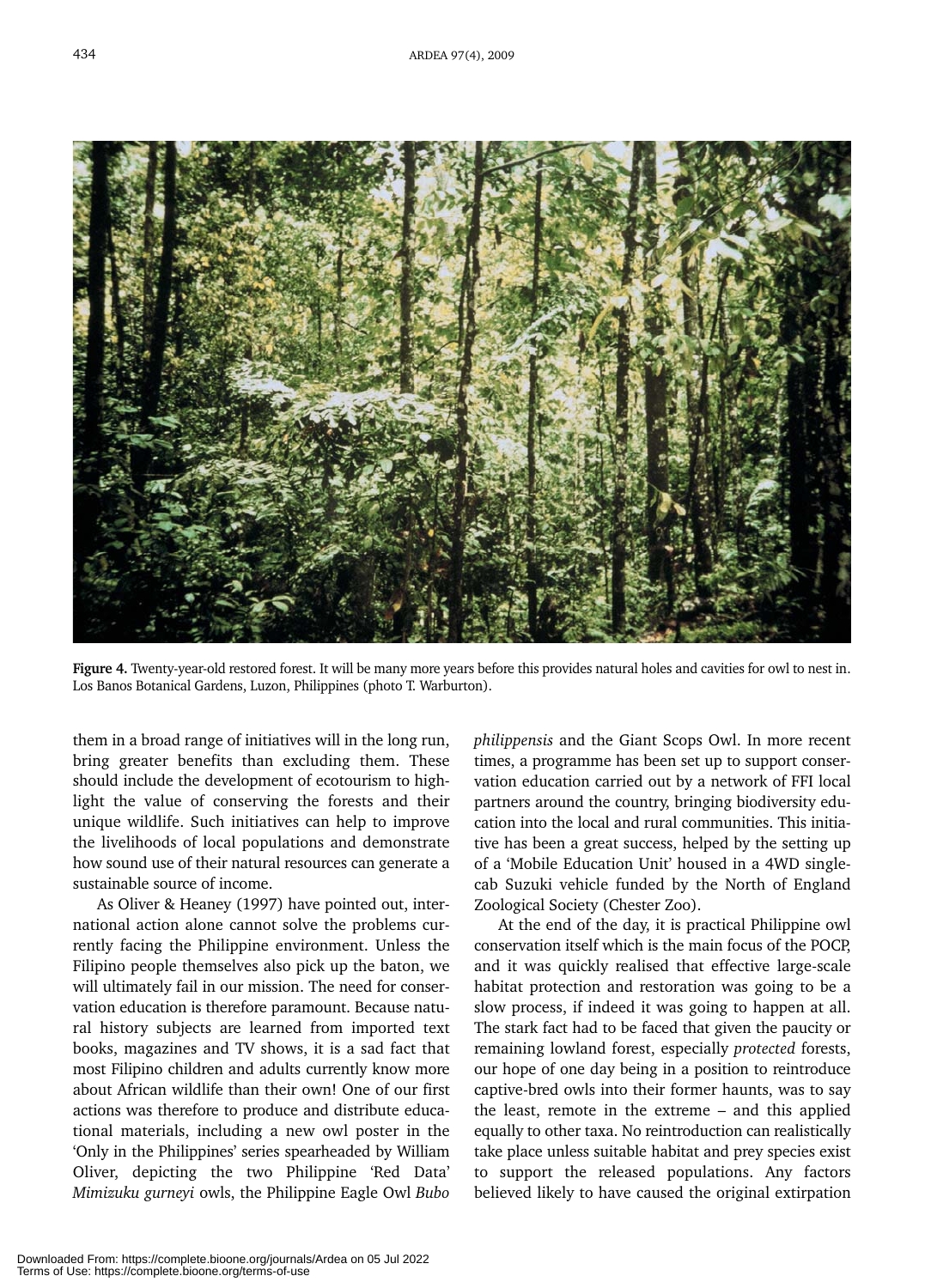**Figure 4.** Twenty-year-old restored forest. It will be many more years before this provides natural holes and cavities for owl to nest in. Los Banos Botanical Gardens, Luzon, Philippines (photo T. Warburton).

them in a broad range of initiatives will in the long run, bring greater benefits than excluding them. These should include the development of ecotourism to highlight the value of conserving the forests and their unique wildlife. Such initiatives can help to improve the livelihoods of local populations and demonstrate how sound use of their natural resources can generate a sustainable source of income.

As Oliver & Heaney (1997) have pointed out, international action alone cannot solve the problems currently facing the Philippine environment. Unless the Filipino people themselves also pick up the baton, we will ultimately fail in our mission. The need for conservation education is therefore paramount. Because natural history subjects are learned from imported text books, magazines and TV shows, it is a sad fact that most Filipino children and adults currently know more about African wildlife than their own! One of our first actions was therefore to produce and distribute educational materials, including a new owl poster in the 'Only in the Philippines' series spearheaded by William Oliver, depicting the two Philippine 'Red Data' *Mimizuku gurneyi* owls, the Philippine Eagle Owl *Bubo philippensis* and the Giant Scops Owl. In more recent times, a programme has been set up to support conservation education carried out by a network of FFI local partners around the country, bringing biodiversity education into the local and rural communities. This initiative has been a great success, helped by the setting up of a 'Mobile Education Unit' housed in a 4WD single-cab Suzuki vehicle funded by the North of England Zoological Society (Chester Zoo).

At the end of the day, it is practical Philippine owl conservation itself which is the main focus of the POCP, and it was quickly realised that effective large-scale habitat protection and restoration was going to be a slow process, if indeed it was going to happen at all. The stark fact had to be faced that given the paucity or remaining lowland forest, especially *protected* forests, our hope of one day being in a position to reintroduce captive-bred owls into their former haunts, was to say the least, remote in the extreme – and this applied equally to other taxa. No reintroduction can realistically take place unless suitable habitat and prey species exist to support the released populations. Any factors believed likely to have caused the original extirpation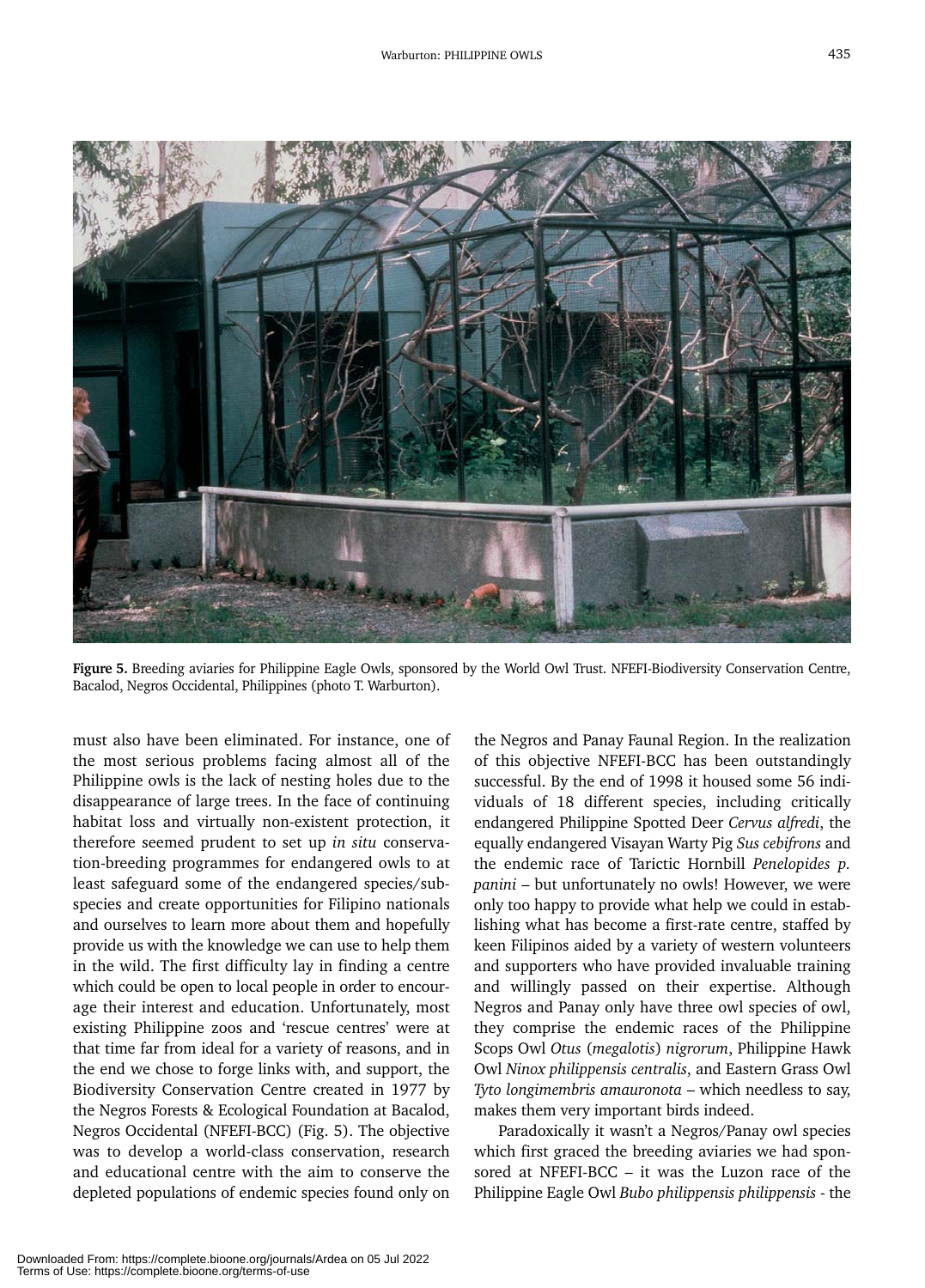**Figure 5.** Breeding aviaries for Philippine Eagle Owls, sponsored by the World Owl Trust. NFEFI-Biodiversity Conservation Centre, Bacalod, Negros Occidental, Philippines (photo T. Warburton).

must also have been eliminated. For instance, one of the most serious problems facing almost all of the Philippine owls is the lack of nesting holes due to the disappearance of large trees. In the face of continuing habitat loss and virtually non-existent protection, it therefore seemed prudent to set up *in situ* conservation-breeding programmes for endangered owls to at least safeguard some of the endangered species/subspecies and create opportunities for Filipino nationals and ourselves to learn more about them and hopefully provide us with the knowledge we can use to help them in the wild. The first difficulty lay in finding a centre which could be open to local people in order to encourage their interest and education. Unfortunately, most existing Philippine zoos and 'rescue centres' were at that time far from ideal for a variety of reasons, and in the end we chose to forge links with, and support, the Biodiversity Conservation Centre created in 1977 by the Negros Forests & Ecological Foundation at Bacalod, Negros Occidental (NFEFI-BCC) (Fig. 5). The objective was to develop a world-class conservation, research and educational centre with the aim to conserve the depleted populations of endemic species found only on the Negros and Panay Faunal Region. In the realization of this objective NFEFI-BCC has been outstandingly successful. By the end of 1998 it housed some 56 individuals of 18 different species, including critically endangered Philippine Spotted Deer *Cervus alfredi*, the equally endangered Visayan Warty Pig *Sus cebifrons* and the endemic race of Tarictic Hornbill *Penelopides p. panini* – but unfortunately no owls! However, we were only too happy to provide what help we could in establishing what has become a first-rate centre, staffed by keen Filipinos aided by a variety of western volunteers and supporters who have provided invaluable training and willingly passed on their expertise. Although Negros and Panay only have three owl species of owl, they comprise the endemic races of the Philippine Scops Owl *Otus* (*megalotis*) *nigrorum*, Philippine Hawk Owl *Ninox philippensis centralis*, and Eastern Grass Owl *Tyto longimembris amauronota* – which needless to say, makes them very important birds indeed.

Paradoxically it wasn't a Negros/Panay owl species which first graced the breeding aviaries we had sponsored at NFEFI-BCC – it was the Luzon race of the Philippine Eagle Owl *Bubo philippensis philippensis* - the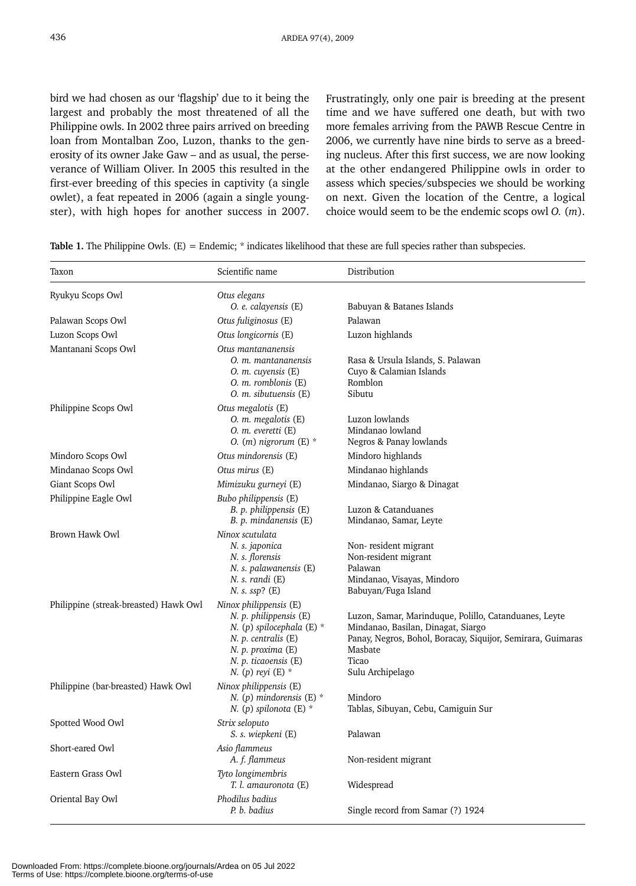bird we had chosen as our 'flagship' due to it being the largest and probably the most threatened of all the Philippine owls. In 2002 three pairs arrived on breeding loan from Montalban Zoo, Luzon, thanks to the generosity of its owner Jake Gaw – and as usual, the perseverance of William Oliver. In 2005 this resulted in the first-ever breeding of this species in captivity (a single owlet), a feat repeated in 2006 (again a single youngster), with high hopes for another success in 2007. Frustratingly, only one pair is breeding at the present time and we have suffered one death, but with two more females arriving from the PAWB Rescue Centre in 2006, we currently have nine birds to serve as a breeding nucleus. After this first success, we are now looking at the other endangered Philippine owls in order to assess which species/subspecies we should be working on next. Given the location of the Centre, a logical choice would seem to be the endemic scops owl *O.* (*m*).

**Table 1.** The Philippine Owls. (E) = Endemic; * indicates likelihood that these are full species rather than subspecies.

| Taxon | Scientific name | Distribution |
|---|---|---|
| Ryukyu Scops Owl | *Otus elegans* | |
| | *O. e. calayensis* (E) | Babuyan & Batanes Islands |
| Palawan Scops Owl | *Otus fuliginosus* (E) | Palawan |
| Luzon Scops Owl | *Otus longicornis* (E) | Luzon highlands |
| Mantanani Scops Owl | *Otus mantananensis* | |
| | *O. m. mantananensis* | Rasa & Ursula Islands, S. Palawan |
| | *O. m. cuyensis* (E) | Cuyo & Calamian Islands |
| | *O. m. romblonis* (E) | Romblon |
| | *O. m. sibutuensis* (E) | Sibutu |
| Philippine Scops Owl | *Otus megalotis* (E) | |
| | *O. m. megalotis* (E) | Luzon lowlands |
| | *O. m. everetti* (E) | Mindanao lowland |
| | *O.* (*m*) *nigrorum* (E) * | Negros & Panay lowlands |
| Mindoro Scops Owl | *Otus mindorensis* (E) | Mindoro highlands |
| Mindanao Scops Owl | *Otus mirus* (E) | Mindanao highlands |
| Giant Scops Owl | *Mimizuku gurneyi* (E) | Mindanao, Siargo & Dinagat |
| Philippine Eagle Owl | *Bubo philippensis* (E) | |
| | *B. p. philippensis* (E) | Luzon & Catanduanes |
| | *B. p. mindanensis* (E) | Mindanao, Samar, Leyte |
| Brown Hawk Owl | *Ninox scutulata* | |
| | *N. s. japonica* | Non- resident migrant |
| | *N. s. florensis* | Non-resident migrant |
| | *N. s. palawanensis* (E) | Palawan |
| | *N. s. randi* (E) | Mindanao, Visayas, Mindoro |
| | *N. s. ssp*? (E) | Babuyan/Fuga Island |
| Philippine (streak-breasted) Hawk Owl | *Ninox philippensis* (E) | |
| | *N. p. philippensis* (E) | Luzon, Samar, Marinduque, Polillo, Catanduanes, Leyte |
| | *N.* (*p*) *spilocephala* (E) * | Mindanao, Basilan, Dinagat, Siargo |
| | *N. p. centralis* (E) | Panay, Negros, Bohol, Boracay, Siquijor, Semirara, Guimaras |
| | *N. p. proxima* (E) | Masbate |
| | *N. p. ticaoensis* (E) | Ticao |
| | *N.* (*p*) *reyi* (E) * | Sulu Archipelago |
| Philippine (bar-breasted) Hawk Owl | *Ninox philippensis* (E) | |
| | *N.* (*p*) *mindorensis* (E) * | Mindoro |
| | *N.* (*p*) *spilonota* (E) * | Tablas, Sibuyan, Cebu, Camiguin Sur |
| Spotted Wood Owl | *Strix seloputo* | |
| | *S. s. wiepkeni* (E) | Palawan |
| Short-eared Owl | *Asio flammeus* | |
| | *A. f. flammeus* | Non-resident migrant |
| Eastern Grass Owl | *Tyto longimembris* | |
| | *T. l. amauronota* (E) | Widespread |
| Oriental Bay Owl | *Phodilus badius* | |
| | *P. b. badius* | Single record from Samar (?) 1924 |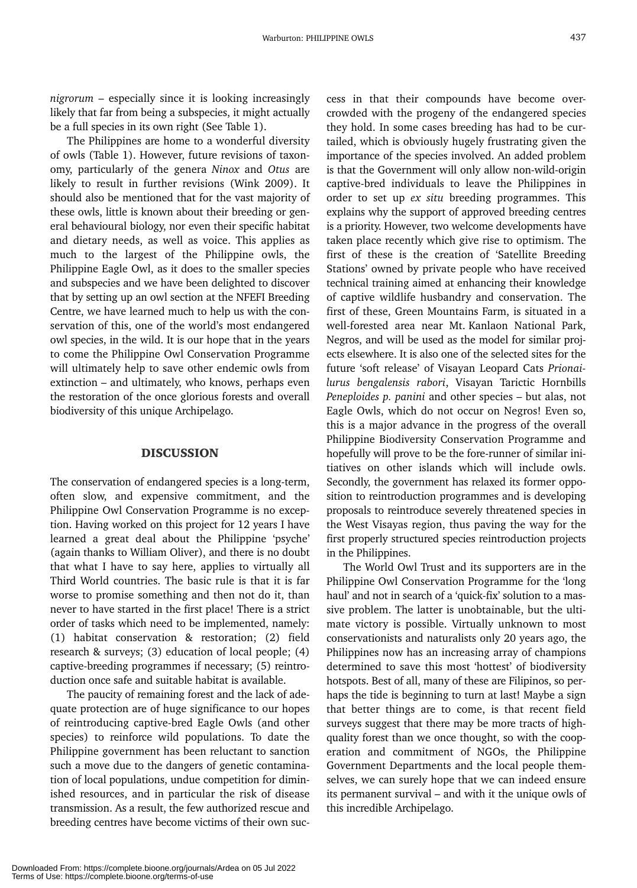*nigrorum* – especially since it is looking increasingly likely that far from being a subspecies, it might actually be a full species in its own right (See Table 1).

The Philippines are home to a wonderful diversity of owls (Table 1). However, future revisions of taxonomy, particularly of the genera *Ninox* and *Otus* are likely to result in further revisions (Wink 2009). It should also be mentioned that for the vast majority of these owls, little is known about their breeding or general behavioural biology, nor even their specific habitat and dietary needs, as well as voice. This applies as much to the largest of the Philippine owls, the Philippine Eagle Owl, as it does to the smaller species and subspecies and we have been delighted to discover that by setting up an owl section at the NFEFI Breeding Centre, we have learned much to help us with the conservation of this, one of the world's most endangered owl species, in the wild. It is our hope that in the years to come the Philippine Owl Conservation Programme will ultimately help to save other endemic owls from extinction – and ultimately, who knows, perhaps even the restoration of the once glorious forests and overall biodiversity of this unique Archipelago.

## DISCUSSION

The conservation of endangered species is a long-term, often slow, and expensive commitment, and the Philippine Owl Conservation Programme is no exception. Having worked on this project for 12 years I have learned a great deal about the Philippine 'psyche' (again thanks to William Oliver), and there is no doubt that what I have to say here, applies to virtually all Third World countries. The basic rule is that it is far worse to promise something and then not do it, than never to have started in the first place! There is a strict order of tasks which need to be implemented, namely: (1) habitat conservation & restoration; (2) field research & surveys; (3) education of local people; (4) captive-breeding programmes if necessary; (5) reintroduction once safe and suitable habitat is available.

The paucity of remaining forest and the lack of adequate protection are of huge significance to our hopes of reintroducing captive-bred Eagle Owls (and other species) to reinforce wild populations. To date the Philippine government has been reluctant to sanction such a move due to the dangers of genetic contamination of local populations, undue competition for diminished resources, and in particular the risk of disease transmission. As a result, the few authorized rescue and breeding centres have become victims of their own success in that their compounds have become overcrowded with the progeny of the endangered species they hold. In some cases breeding has had to be curtailed, which is obviously hugely frustrating given the importance of the species involved. An added problem is that the Government will only allow non-wild-origin captive-bred individuals to leave the Philippines in order to set up *ex situ* breeding programmes. This explains why the support of approved breeding centres is a priority. However, two welcome developments have taken place recently which give rise to optimism. The first of these is the creation of 'Satellite Breeding Stations' owned by private people who have received technical training aimed at enhancing their knowledge of captive wildlife husbandry and conservation. The first of these, Green Mountains Farm, is situated in a well-forested area near Mt. Kanlaon National Park, Negros, and will be used as the model for similar projects elsewhere. It is also one of the selected sites for the future 'soft release' of Visayan Leopard Cats *Prionailurus bengalensis rabori*, Visayan Tarictic Hornbills *Peneploides p. panini* and other species – but alas, not Eagle Owls, which do not occur on Negros! Even so, this is a major advance in the progress of the overall Philippine Biodiversity Conservation Programme and hopefully will prove to be the fore-runner of similar initiatives on other islands which will include owls. Secondly, the government has relaxed its former opposition to reintroduction programmes and is developing proposals to reintroduce severely threatened species in the West Visayas region, thus paving the way for the first properly structured species reintroduction projects in the Philippines.

The World Owl Trust and its supporters are in the Philippine Owl Conservation Programme for the 'long haul' and not in search of a 'quick-fix' solution to a massive problem. The latter is unobtainable, but the ultimate victory is possible. Virtually unknown to most conservationists and naturalists only 20 years ago, the Philippines now has an increasing array of champions determined to save this most 'hottest' of biodiversity hotspots. Best of all, many of these are Filipinos, so perhaps the tide is beginning to turn at last! Maybe a sign that better things are to come, is that recent field surveys suggest that there may be more tracts of high-quality forest than we once thought, so with the cooperation and commitment of NGOs, the Philippine Government Departments and the local people themselves, we can surely hope that we can indeed ensure its permanent survival – and with it the unique owls of this incredible Archipelago.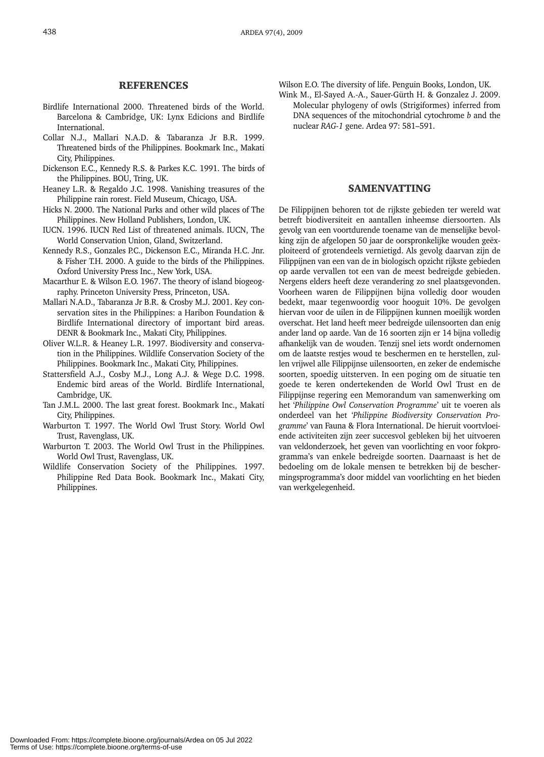## REFERENCES

Birdlife International 2000. Threatened birds of the World. Barcelona & Cambridge, UK: Lynx Edicions and Birdlife International.

Collar N.J., Mallari N.A.D. & Tabaranza Jr B.R. 1999. Threatened birds of the Philippines. Bookmark Inc., Makati City, Philippines.

Dickenson E.C., Kennedy R.S. & Parkes K.C. 1991. The birds of the Philippines. BOU, Tring, UK.

Heaney L.R. & Regaldo J.C. 1998. Vanishing treasures of the Philippine rain rorest. Field Museum, Chicago, USA.

Hicks N. 2000. The National Parks and other wild places of The Philippines. New Holland Publishers, London, UK.

IUCN. 1996. IUCN Red List of threatened animals. IUCN, The World Conservation Union, Gland, Switzerland.

Kennedy R.S., Gonzales P.C., Dickenson E.C., Miranda H.C. Jnr. & Fisher T.H. 2000. A guide to the birds of the Philippines. Oxford University Press Inc., New York, USA.

Macarthur E. & Wilson E.O. 1967. The theory of island biogeography. Princeton University Press, Princeton, USA.

Mallari N.A.D., Tabaranza Jr B.R. & Crosby M.J. 2001. Key conservation sites in the Philippines: a Haribon Foundation & Birdlife International directory of important bird areas. DENR & Bookmark Inc., Makati City, Philippines.

Oliver W.L.R. & Heaney L.R. 1997. Biodiversity and conservation in the Philippines. Wildlife Conservation Society of the Philippines. Bookmark Inc., Makati City, Philippines.

Stattersfield A.J., Cosby M.J., Long A.J. & Wege D.C. 1998. Endemic bird areas of the World. Birdlife International, Cambridge, UK.

Tan J.M.L. 2000. The last great forest. Bookmark Inc., Makati City, Philippines.

Warburton T. 1997. The World Owl Trust Story. World Owl Trust, Ravenglass, UK.

Warburton T. 2003. The World Owl Trust in the Philippines. World Owl Trust, Ravenglass, UK.

Wildlife Conservation Society of the Philippines. 1997. Philippine Red Data Book. Bookmark Inc., Makati City, Philippines.

Wilson E.O. The diversity of life. Penguin Books, London, UK.

Wink M., El-Sayed A.-A., Sauer-Gürth H. & Gonzalez J. 2009. Molecular phylogeny of owls (Strigiformes) inferred from DNA sequences of the mitochondrial cytochrome *b* and the nuclear *RAG-1* gene. Ardea 97: 581–591.

## SAMENVATTING

De Filippijnen behoren tot de rijkste gebieden ter wereld wat betreft biodiversiteit en aantallen inheemse diersoorten. Als gevolg van een voortdurende toename van de menselijke bevolking zijn de afgelopen 50 jaar de oorspronkelijke wouden geëxploiteerd of grotendeels vernietigd. Als gevolg daarvan zijn de Filippijnen van een van de in biologisch opzicht rijkste gebieden op aarde vervallen tot een van de meest bedreigde gebieden. Nergens elders heeft deze verandering zo snel plaatsgevonden. Voorheen waren de Filippijnen bijna volledig door wouden bedekt, maar tegenwoordig voor hooguit 10%. De gevolgen hiervan voor de uilen in de Filippijnen kunnen moeilijk worden overschat. Het land heeft meer bedreigde uilensoorten dan enig ander land op aarde. Van de 16 soorten zijn er 14 bijna volledig afhankelijk van de wouden. Tenzij snel iets wordt ondernomen om de laatste restjes woud te beschermen en te herstellen, zullen vrijwel alle Filippijnse uilensoorten, en zeker de endemische soorten, spoedig uitsterven. In een poging om de situatie ten goede te keren ondertekenden de World Owl Trust en de Filippijnse regering een Memorandum van samenwerking om het '*Philippine Owl Conservation Programme*' uit te voeren als onderdeel van het '*Philippine Biodiversity Conservation Programme*' van Fauna & Flora International. De hieruit voortvloeiende activiteiten zijn zeer succesvol gebleken bij het uitvoeren van veldonderzoek, het geven van voorlichting en voor fokprogramma's van enkele bedreigde soorten. Daarnaast is het de bedoeling om de lokale mensen te betrekken bij de beschermingsprogramma's door middel van voorlichting en het bieden van werkgelegenheid.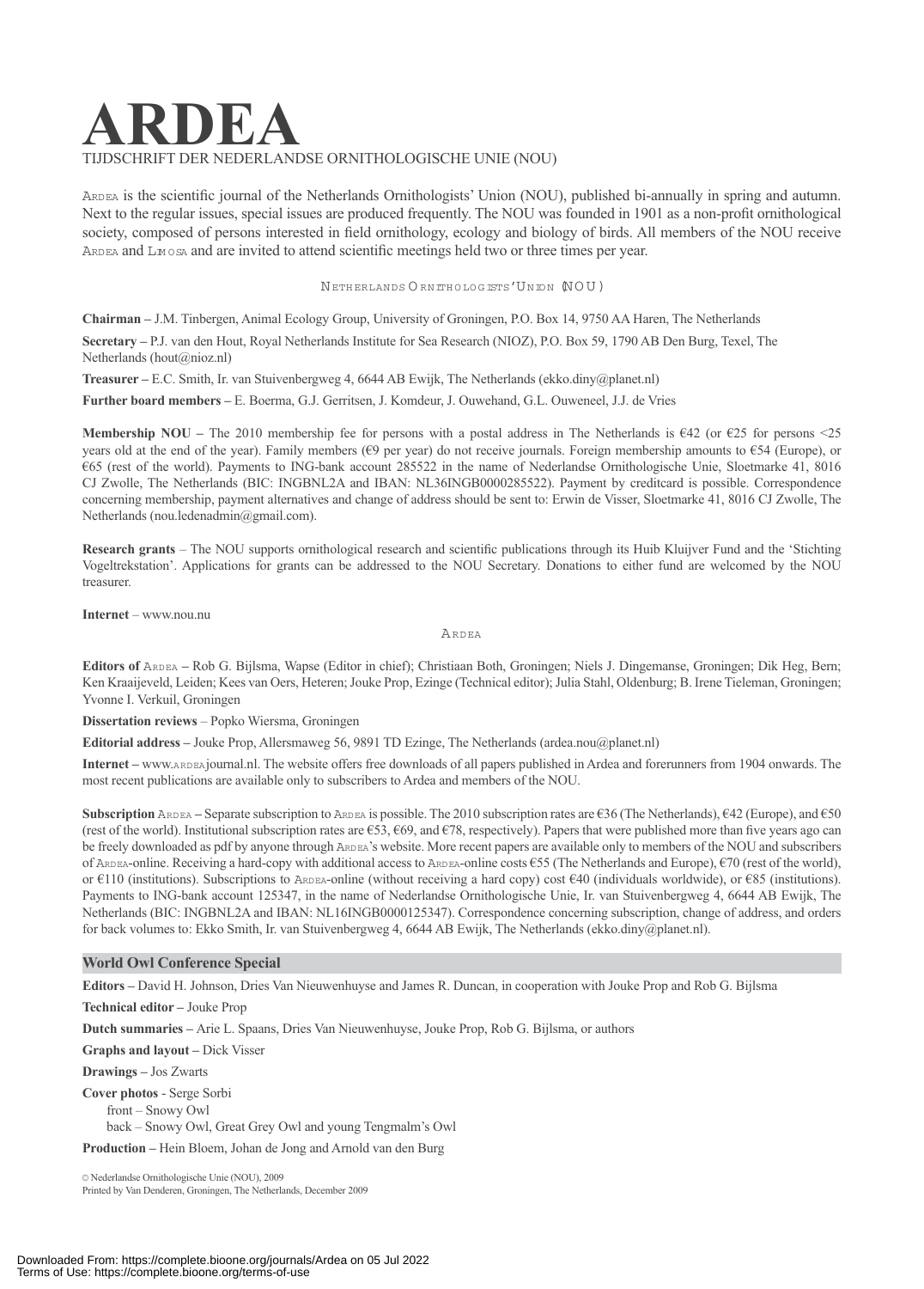# ARDEA

TIJDSCHRIFT DER NEDERLANDSE ORNITHOLOGISCHE UNIE (NOU)

ARDEA is the scientific journal of the Netherlands Ornithologists' Union (NOU), published bi-annually in spring and autumn. Next to the regular issues, special issues are produced frequently. The NOU was founded in 1901 as a non-profit ornithological society, composed of persons interested in field ornithology, ecology and biology of birds. All members of the NOU receive ARDEA and LIMOSA and are invited to attend scientific meetings held two or three times per year.

## NETHERLANDS ORNITHOLOGISTS' UNION (NOU)

**Chairman –** J.M. Tinbergen, Animal Ecology Group, University of Groningen, P.O. Box 14, 9750 AA Haren, The Netherlands

**Secretary –** P.J. van den Hout, Royal Netherlands Institute for Sea Research (NIOZ), P.O. Box 59, 1790 AB Den Burg, Texel, The Netherlands (hout@nioz.nl)

**Treasurer –** E.C. Smith, Ir. van Stuivenbergweg 4, 6644 AB Ewijk, The Netherlands (ekko.diny@planet.nl)

**Further board members –** E. Boerma, G.J. Gerritsen, J. Komdeur, J. Ouwehand, G.L. Ouweneel, J.J. de Vries

**Membership NOU –** The 2010 membership fee for persons with a postal address in The Netherlands is €42 (or €25 for persons <25 years old at the end of the year). Family members (€9 per year) do not receive journals. Foreign membership amounts to €54 (Europe), or €65 (rest of the world). Payments to ING-bank account 285522 in the name of Nederlandse Ornithologische Unie, Sloetmarke 41, 8016 CJ Zwolle, The Netherlands (BIC: INGBNL2A and IBAN: NL36INGB0000285522). Payment by creditcard is possible. Correspondence concerning membership, payment alternatives and change of address should be sent to: Erwin de Visser, Sloetmarke 41, 8016 CJ Zwolle, The Netherlands (nou.ledenadmin@gmail.com).

**Research grants** – The NOU supports ornithological research and scientific publications through its Huib Kluijver Fund and the 'Stichting Vogeltrekstation'. Applications for grants can be addressed to the NOU Secretary. Donations to either fund are welcomed by the NOU treasurer.

**Internet** – www.nou.nu

## ARDEA

**Editors of** ARDEA **–** Rob G. Bijlsma, Wapse (Editor in chief); Christiaan Both, Groningen; Niels J. Dingemanse, Groningen; Dik Heg, Bern; Ken Kraaijeveld, Leiden; Kees van Oers, Heteren; Jouke Prop, Ezinge (Technical editor); Julia Stahl, Oldenburg; B. Irene Tieleman, Groningen; Yvonne I. Verkuil, Groningen

**Dissertation reviews** – Popko Wiersma, Groningen

**Editorial address –** Jouke Prop, Allersmaweg 56, 9891 TD Ezinge, The Netherlands (ardea.nou@planet.nl)

**Internet –** www.ARDEAjournal.nl. The website offers free downloads of all papers published in Ardea and forerunners from 1904 onwards. The most recent publications are available only to subscribers to Ardea and members of the NOU.

**Subscription** ARDEA **–** Separate subscription to ARDEA is possible. The 2010 subscription rates are €36 (The Netherlands), €42 (Europe), and €50 (rest of the world). Institutional subscription rates are €53, €69, and €78, respectively). Papers that were published more than five years ago can be freely downloaded as pdf by anyone through ARDEA's website. More recent papers are available only to members of the NOU and subscribers of ARDEA-online. Receiving a hard-copy with additional access to ARDEA-online costs €55 (The Netherlands and Europe), €70 (rest of the world), or €110 (institutions). Subscriptions to ARDEA-online (without receiving a hard copy) cost €40 (individuals worldwide), or €85 (institutions). Payments to ING-bank account 125347, in the name of Nederlandse Ornithologische Unie, Ir. van Stuivenbergweg 4, 6644 AB Ewijk, The Netherlands (BIC: INGBNL2A and IBAN: NL16INGB0000125347). Correspondence concerning subscription, change of address, and orders for back volumes to: Ekko Smith, Ir. van Stuivenbergweg 4, 6644 AB Ewijk, The Netherlands (ekko.diny@planet.nl).

## World Owl Conference Special

**Editors –** David H. Johnson, Dries Van Nieuwenhuyse and James R. Duncan, in cooperation with Jouke Prop and Rob G. Bijlsma

**Technical editor –** Jouke Prop

**Dutch summaries –** Arie L. Spaans, Dries Van Nieuwenhuyse, Jouke Prop, Rob G. Bijlsma, or authors

**Graphs and layout –** Dick Visser

**Drawings –** Jos Zwarts

**Cover photos** - Serge Sorbi
front – Snowy Owl
back – Snowy Owl, Great Grey Owl and young Tengmalm's Owl

**Production –** Hein Bloem, Johan de Jong and Arnold van den Burg

© Nederlandse Ornithologische Unie (NOU), 2009
Printed by Van Denderen, Groningen, The Netherlands, December 2009